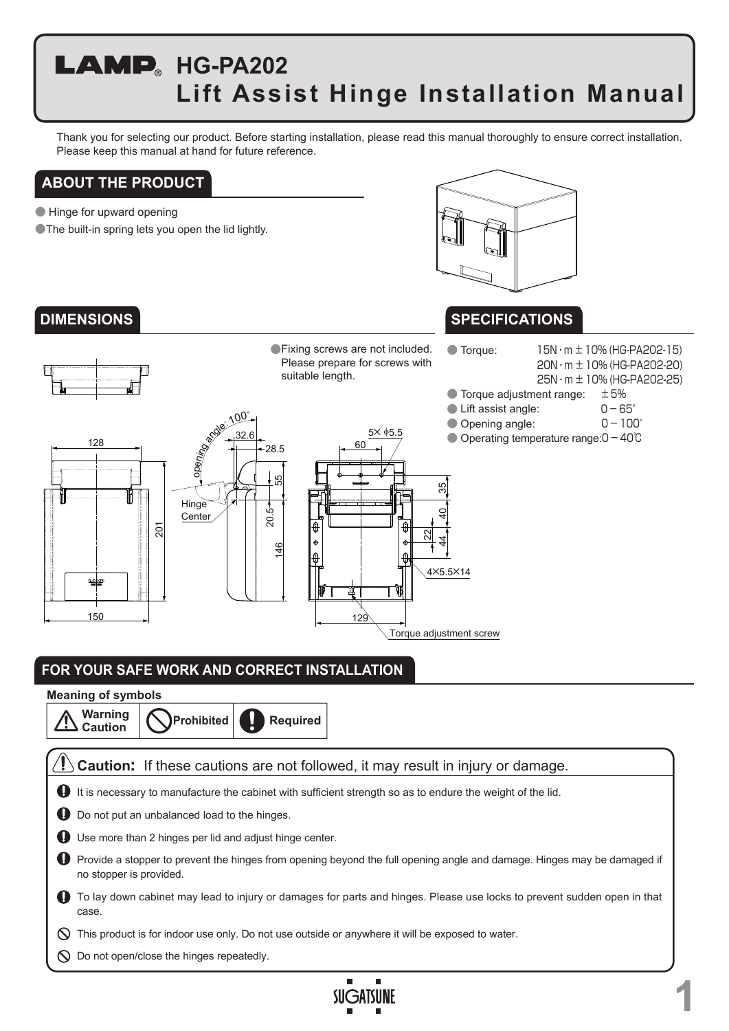# LAMP® HG-PA202
# Lift Assist Hinge Installation Manual

Thank you for selecting our product. Before starting installation, please read this manual thoroughly to ensure correct installation. Please keep this manual at hand for future reference.

## ABOUT THE PRODUCT

- Hinge for upward opening
- The built-in spring lets you open the lid lightly.

## DIMENSIONS

- Fixing screws are not included. Please prepare for screws with suitable length.

## SPECIFICATIONS

- Torque: 15N・m ± 10% (HG-PA202-15)
  20N・m ± 10% (HG-PA202-20)
  25N・m ± 10% (HG-PA202-25)
- Torque adjustment range: ±5%
- Lift assist angle: 0 – 65°
- Opening angle: 0 – 100°
- Operating temperature range: 0 – 40℃

## FOR YOUR SAFE WORK AND CORRECT INSTALLATION

**Meaning of symbols**

| Warning Caution | Prohibited | Required |
|---|---|---|

**Caution:** If these cautions are not followed, it may result in injury or damage.

- (Required) It is necessary to manufacture the cabinet with sufficient strength so as to endure the weight of the lid.
- (Required) Do not put an unbalanced load to the hinges.
- (Required) Use more than 2 hinges per lid and adjust hinge center.
- (Required) Provide a stopper to prevent the hinges from opening beyond the full opening angle and damage. Hinges may be damaged if no stopper is provided.
- (Required) To lay down cabinet may lead to injury or damages for parts and hinges. Please use locks to prevent sudden open in that case.
- (Prohibited) This product is for indoor use only. Do not use outside or anywhere it will be exposed to water.
- (Prohibited) Do not open/close the hinges repeatedly.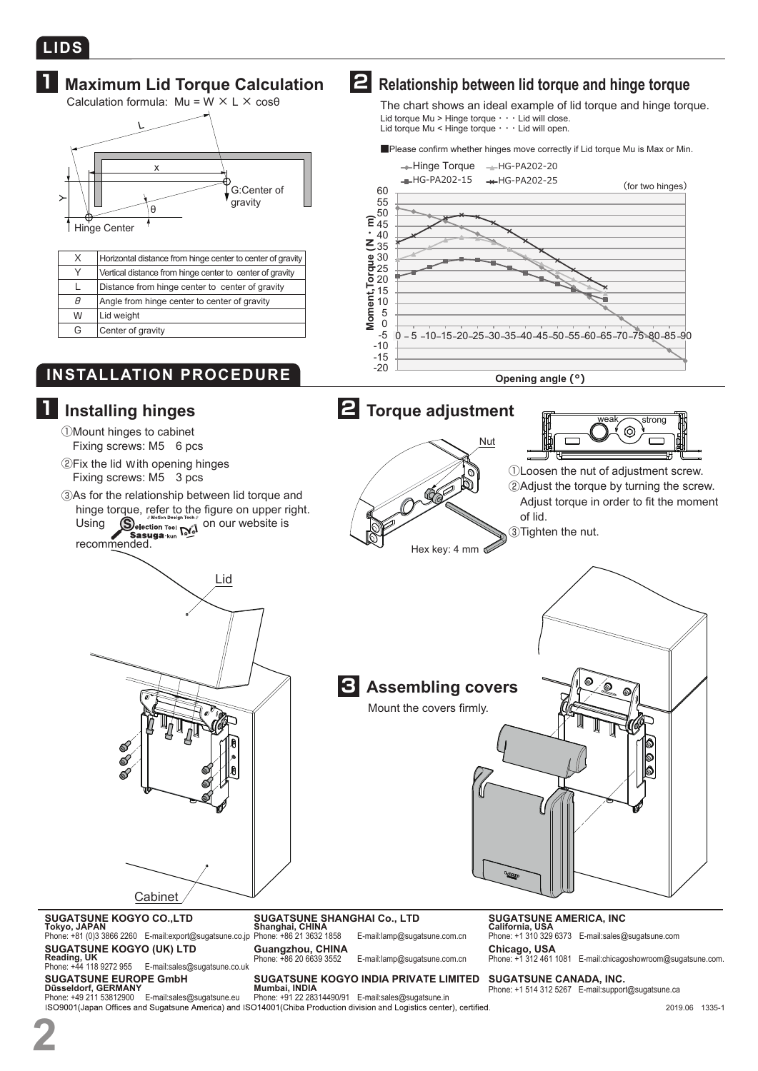# LIDS

## 1 Maximum Lid Torque Calculation

Calculation formula: $Mu = W \times L \times \cos\theta$

L

x

Y

θ

G:Center of gravity

Hinge Center

| | |
|---|---|
| X | Horizontal distance from hinge center to center of gravity |
| Y | Vertical distance from hinge center to center of gravity |
| L | Distance from hinge center to center of gravity |
| θ | Angle from hinge center to center of gravity |
| W | Lid weight |
| G | Center of gravity |

## 2 Relationship between lid torque and hinge torque

The chart shows an ideal example of lid torque and hinge torque.
Lid torque Mu > Hinge torque・・・Lid will close.
Lid torque Mu < Hinge torque・・・Lid will open.

■Please confirm whether hinges move correctly if Lid torque Mu is Max or Min.

Hinge Torque
HG-PA202-20
HG-PA202-15
HG-PA202-25
(for two hinges)

Moment,Torque (N・m)
60, 55, 50, 45, 40, 35, 30, 25, 20, 15, 10, 5, 0, -5, -10, -15, -20

0, 5, 10, 15, 20, 25, 30, 35, 40, 45, 50, 55, 60, 65, 70, 75, 80, 85, 90

Opening angle (°)

# INSTALLATION PROCEDURE

## 1 Installing hinges

①Mount hinges to cabinet
Fixing screws: M5 6 pcs

②Fix the lid with opening hinges
Fixing screws: M5 3 pcs

③As for the relationship between lid torque and hinge torque, refer to the figure on upper right. Using Selection Tool Sasuga-kun on our website is recommended.

Lid

Cabinet

## 2 Torque adjustment

weak strong

Nut

Hex key: 4 mm

①Loosen the nut of adjustment screw.
②Adjust the torque by turning the screw. Adjust torque in order to fit the moment of lid.
③Tighten the nut.

## 3 Assembling covers

Mount the covers firmly.

**SUGATSUNE KOGYO CO.,LTD**
**Tokyo, JAPAN**
Phone: +81 (0)3 3866 2260 E-mail:export@sugatsune.co.jp

**SUGATSUNE KOGYO (UK) LTD**
**Reading, UK**
Phone: +44 118 9272 955 E-mail:sales@sugatsune.co.uk

**SUGATSUNE EUROPE GmbH**
**Düsseldorf, GERMANY**
Phone: +49 211 53812900 E-mail:sales@sugatsune.eu

**SUGATSUNE SHANGHAI Co., LTD**
**Shanghai, CHINA**
Phone: +86 21 3632 1858 E-mail:lamp@sugatsune.com.cn

**Guangzhou, CHINA**
Phone: +86 20 6639 3552 E-mail:lamp@sugatsune.com.cn

**SUGATSUNE KOGYO INDIA PRIVATE LIMITED**
**Mumbai, INDIA**
Phone: +91 22 28314490/91 E-mail:sales@sugatsune.in

**SUGATSUNE AMERICA, INC**
**California, USA**
Phone: +1 310 329 6373 E-mail:sales@sugatsune.com

**Chicago, USA**
Phone: +1 312 461 1081 E-mail:chicagoshowroom@sugatsune.com.

**SUGATSUNE CANADA, INC.**
Phone: +1 514 312 5267 E-mail:support@sugatsune.ca

ISO9001(Japan Offices and Sugatsune America) and ISO14001(Chiba Production division and Logistics center), certified.

2019.06 1335-1